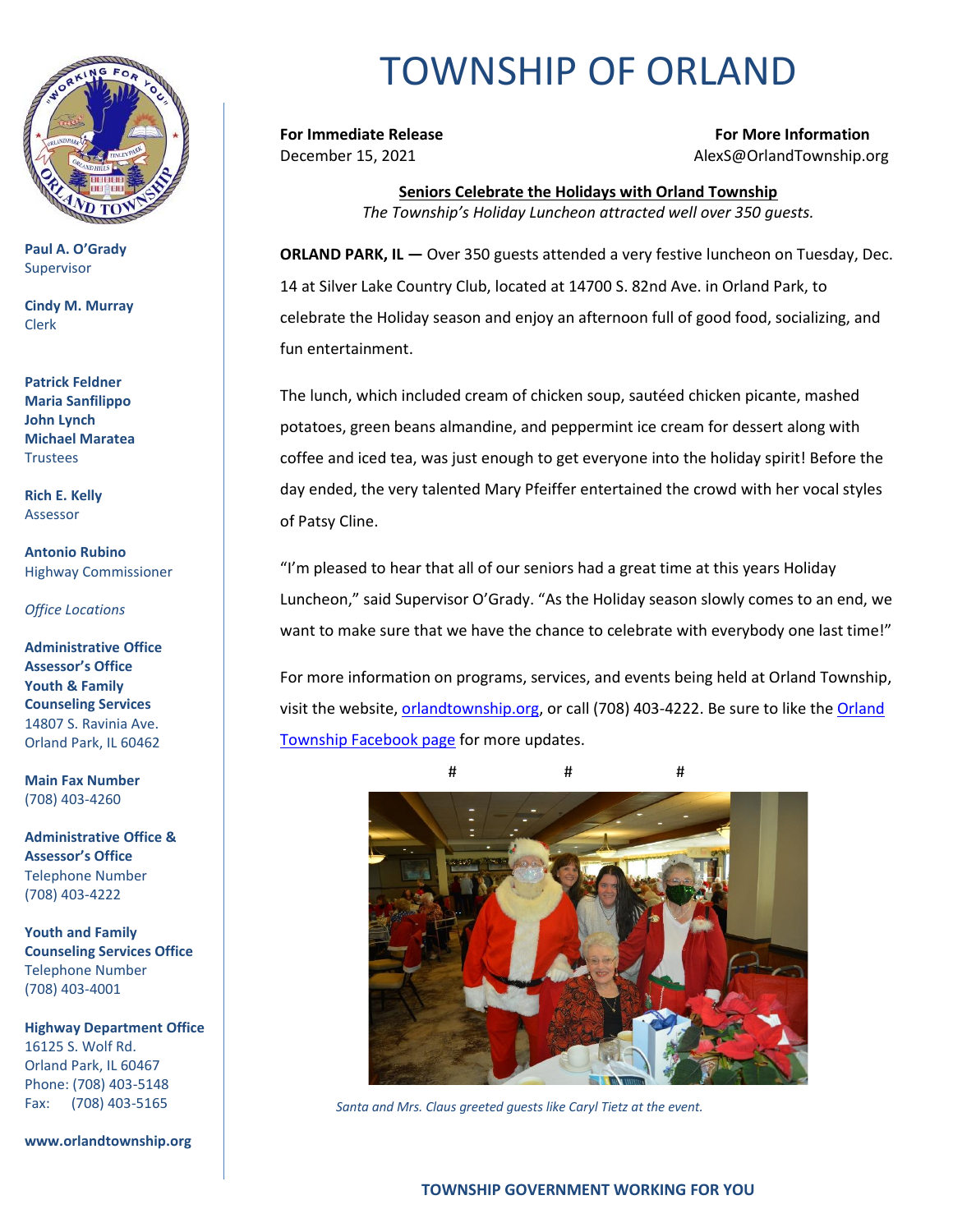# TOWNSHIP OF ORLAND

**Paul A. O'Grady**
Supervisor

**Cindy M. Murray**
Clerk

**Patrick Feldner**
**Maria Sanfilippo**
**John Lynch**
**Michael Maratea**
Trustees

**Rich E. Kelly**
Assessor

**Antonio Rubino**
Highway Commissioner

*Office Locations*

**Administrative Office**
**Assessor's Office**
**Youth & Family Counseling Services**
14807 S. Ravinia Ave.
Orland Park, IL 60462

**Main Fax Number**
(708) 403-4260

**Administrative Office & Assessor's Office**
Telephone Number
(708) 403-4222

**Youth and Family Counseling Services Office**
Telephone Number
(708) 403-4001

**Highway Department Office**
16125 S. Wolf Rd.
Orland Park, IL 60467
Phone: (708) 403-5148
Fax: (708) 403-5165

**www.orlandtownship.org**

**For Immediate Release**
December 15, 2021

**For More Information**
AlexS@OrlandTownship.org

**Seniors Celebrate the Holidays with Orland Township**

*The Township's Holiday Luncheon attracted well over 350 guests.*

**ORLAND PARK, IL —** Over 350 guests attended a very festive luncheon on Tuesday, Dec. 14 at Silver Lake Country Club, located at 14700 S. 82nd Ave. in Orland Park, to celebrate the Holiday season and enjoy an afternoon full of good food, socializing, and fun entertainment.

The lunch, which included cream of chicken soup, sautéed chicken picante, mashed potatoes, green beans almandine, and peppermint ice cream for dessert along with coffee and iced tea, was just enough to get everyone into the holiday spirit! Before the day ended, the very talented Mary Pfeiffer entertained the crowd with her vocal styles of Patsy Cline.

"I'm pleased to hear that all of our seniors had a great time at this years Holiday Luncheon," said Supervisor O'Grady. "As the Holiday season slowly comes to an end, we want to make sure that we have the chance to celebrate with everybody one last time!"

For more information on programs, services, and events being held at Orland Township, visit the website, orlandtownship.org, or call (708) 403-4222. Be sure to like the Orland Township Facebook page for more updates.

# # #

*Santa and Mrs. Claus greeted guests like Caryl Tietz at the event.*

**TOWNSHIP GOVERNMENT WORKING FOR YOU**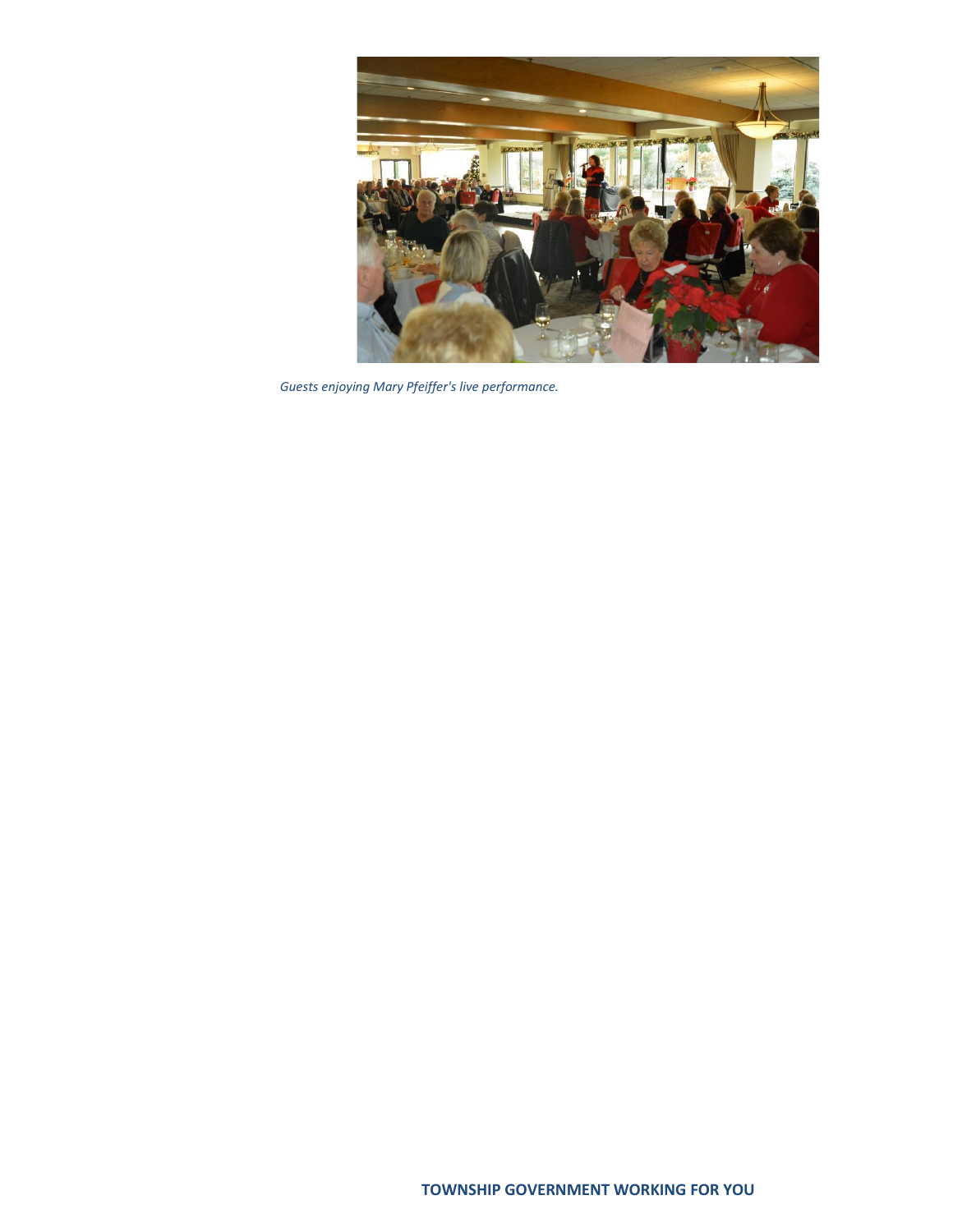*Guests enjoying Mary Pfeiffer's live performance.*